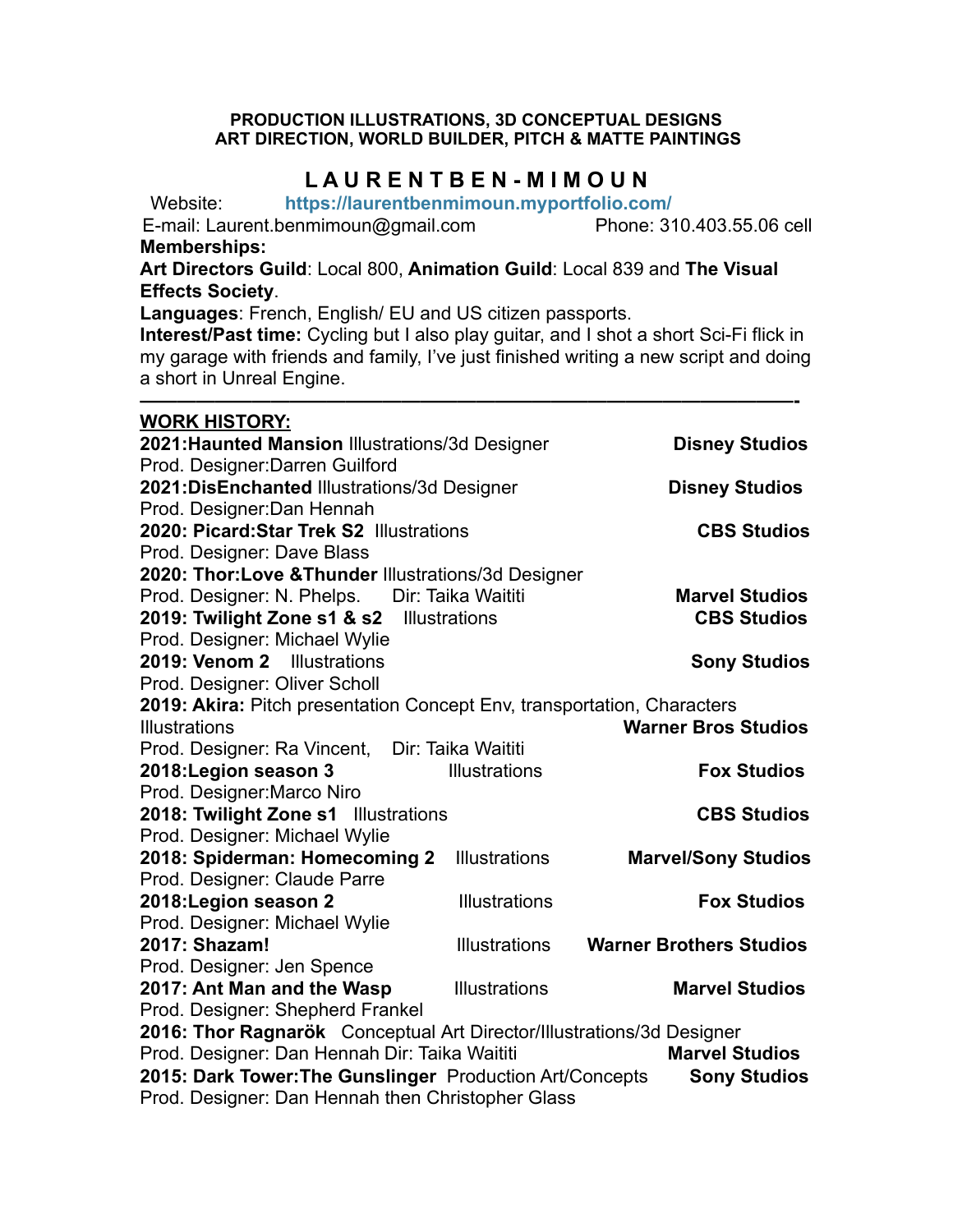**PRODUCTION ILLUSTRATIONS, 3D CONCEPTUAL DESIGNS**
**ART DIRECTION, WORLD BUILDER, PITCH & MATTE PAINTINGS**

# L A U R E N T B E N - M I M O U N

Website: **https://laurentbenmimoun.myportfolio.com/**

E-mail: Laurent.benmimoun@gmail.com Phone: 310.403.55.06 cell

**Memberships:**

**Art Directors Guild**: Local 800, **Animation Guild**: Local 839 and **The Visual Effects Society**.

**Languages**: French, English/ EU and US citizen passports.

**Interest/Past time:** Cycling but I also play guitar, and I shot a short Sci-Fi flick in my garage with friends and family, I've just finished writing a new script and doing a short in Unreal Engine.

---

## WORK HISTORY:

**2021:Haunted Mansion** Illustrations/3d Designer **Disney Studios**
Prod. Designer:Darren Guilford

**2021:DisEnchanted** Illustrations/3d Designer **Disney Studios**
Prod. Designer:Dan Hennah

**2020: Picard:Star Trek S2** Illustrations **CBS Studios**
Prod. Designer: Dave Blass

**2020: Thor:Love &Thunder** Illustrations/3d Designer
Prod. Designer: N. Phelps. Dir: Taika Waititi **Marvel Studios**

**2019: Twilight Zone s1 & s2** Illustrations **CBS Studios**
Prod. Designer: Michael Wylie

**2019: Venom 2** Illustrations **Sony Studios**
Prod. Designer: Oliver Scholl

**2019: Akira:** Pitch presentation Concept Env, transportation, Characters Illustrations **Warner Bros Studios**
Prod. Designer: Ra Vincent, Dir: Taika Waititi

**2018:Legion season 3** Illustrations **Fox Studios**
Prod. Designer:Marco Niro

**2018: Twilight Zone s1** Illustrations **CBS Studios**
Prod. Designer: Michael Wylie

**2018: Spiderman: Homecoming 2** Illustrations **Marvel/Sony Studios**
Prod. Designer: Claude Parre

**2018:Legion season 2** Illustrations **Fox Studios**
Prod. Designer: Michael Wylie

**2017: Shazam!** Illustrations **Warner Brothers Studios**
Prod. Designer: Jen Spence

**2017: Ant Man and the Wasp** Illustrations **Marvel Studios**
Prod. Designer: Shepherd Frankel

**2016: Thor Ragnarök** Conceptual Art Director/Illustrations/3d Designer
Prod. Designer: Dan Hennah Dir: Taika Waititi **Marvel Studios**

**2015: Dark Tower:The Gunslinger** Production Art/Concepts **Sony Studios**
Prod. Designer: Dan Hennah then Christopher Glass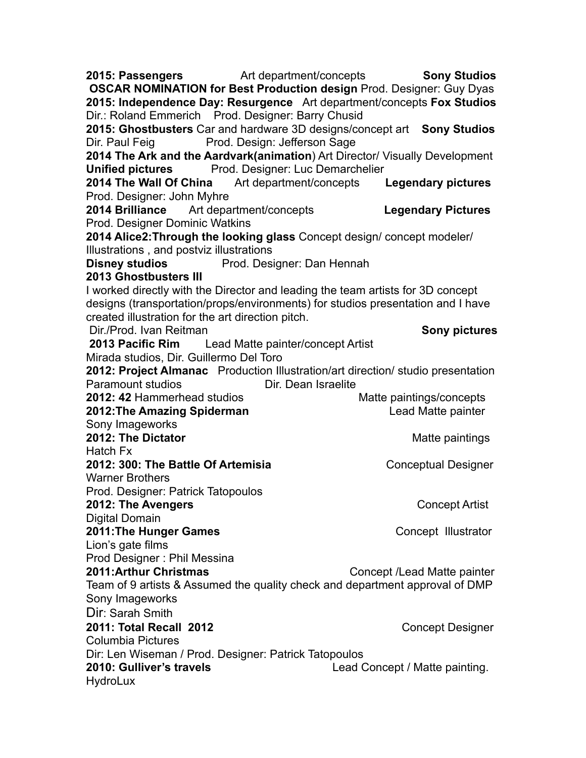**2015: Passengers** Art department/concepts **Sony Studios**
**OSCAR NOMINATION for Best Production design** Prod. Designer: Guy Dyas
**2015: Independence Day: Resurgence** Art department/concepts **Fox Studios**
Dir.: Roland Emmerich Prod. Designer: Barry Chusid
**2015: Ghostbusters** Car and hardware 3D designs/concept art **Sony Studios**
Dir. Paul Feig Prod. Design: Jefferson Sage
**2014 The Ark and the Aardvark(animation**) Art Director/ Visually Development
**Unified pictures** Prod. Designer: Luc Demarchelier
**2014 The Wall Of China** Art department/concepts **Legendary pictures**
Prod. Designer: John Myhre
**2014 Brilliance** Art department/concepts **Legendary Pictures**
Prod. Designer Dominic Watkins
**2014 Alice2:Through the looking glass** Concept design/ concept modeler/ Illustrations , and postviz illustrations
**Disney studios** Prod. Designer: Dan Hennah
**2013 Ghostbusters III**
I worked directly with the Director and leading the team artists for 3D concept designs (transportation/props/environments) for studios presentation and I have created illustration for the art direction pitch.
Dir./Prod. Ivan Reitman **Sony pictures**
**2013 Pacific Rim** Lead Matte painter/concept Artist
Mirada studios, Dir. Guillermo Del Toro
**2012: Project Almanac** Production Illustration/art direction/ studio presentation
Paramount studios Dir. Dean Israelite
**2012: 42** Hammerhead studios Matte paintings/concepts
**2012:The Amazing Spiderman** Lead Matte painter
Sony Imageworks
**2012: The Dictator** Matte paintings
Hatch Fx
**2012: 300: The Battle Of Artemisia** Conceptual Designer
Warner Brothers
Prod. Designer: Patrick Tatopoulos
**2012: The Avengers** Concept Artist
Digital Domain
**2011:The Hunger Games** Concept Illustrator
Lion's gate films
Prod Designer : Phil Messina
**2011:Arthur Christmas** Concept /Lead Matte painter
Team of 9 artists & Assumed the quality check and department approval of DMP
Sony Imageworks
Dir: Sarah Smith
**2011: Total Recall 2012** Concept Designer
Columbia Pictures
Dir: Len Wiseman / Prod. Designer: Patrick Tatopoulos
**2010: Gulliver's travels** Lead Concept / Matte painting.
HydroLux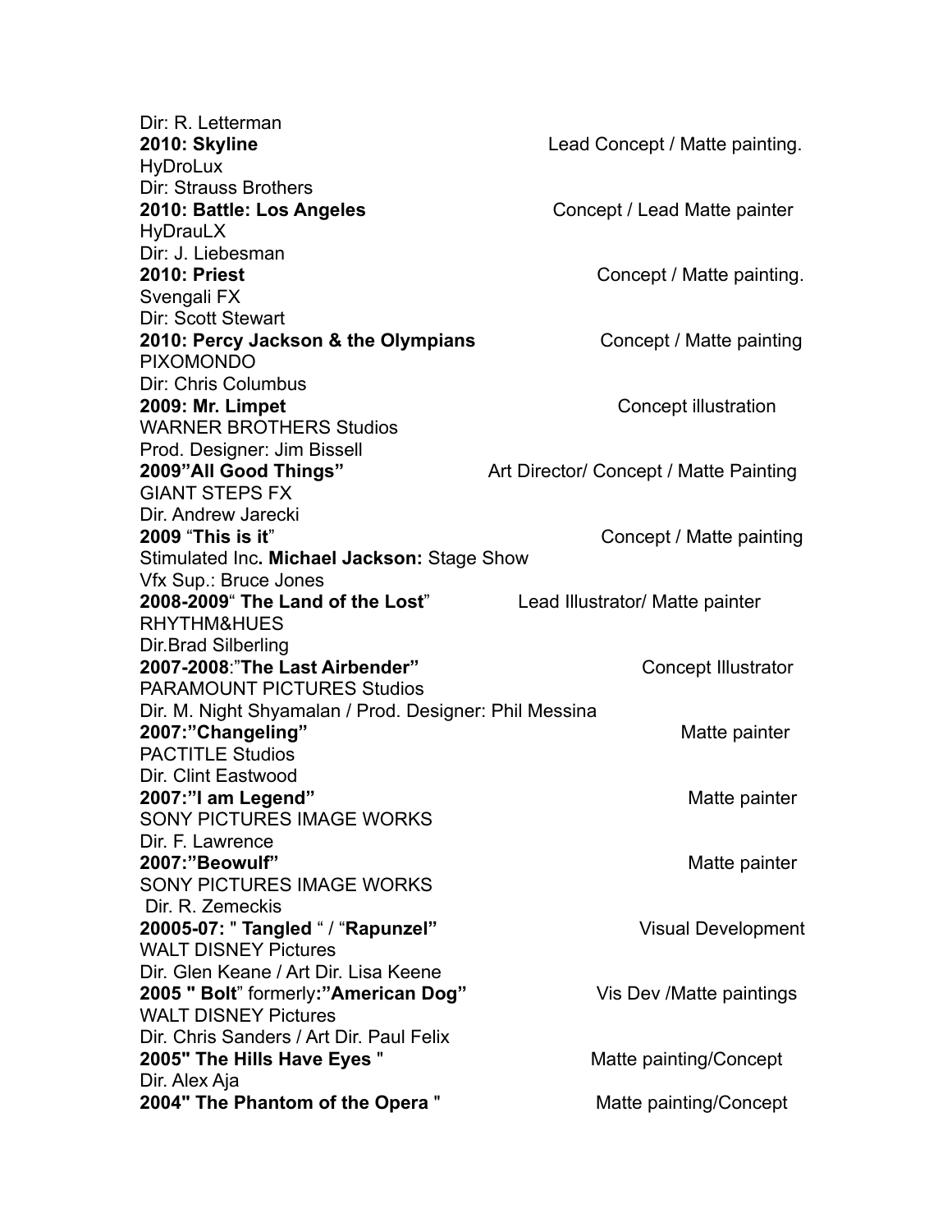Dir: R. Letterman

**2010: Skyline** — Lead Concept / Matte painting.
HyDroLux
Dir: Strauss Brothers

**2010: Battle: Los Angeles** — Concept / Lead Matte painter
HyDrauLX
Dir: J. Liebesman

**2010: Priest** — Concept / Matte painting.
Svengali FX
Dir: Scott Stewart

**2010: Percy Jackson & the Olympians** — Concept / Matte painting
PIXOMONDO
Dir: Chris Columbus

**2009: Mr. Limpet** — Concept illustration
WARNER BROTHERS Studios
Prod. Designer: Jim Bissell

**2009"All Good Things"** — Art Director/ Concept / Matte Painting
GIANT STEPS FX
Dir. Andrew Jarecki

**2009** "**This is it**" — Concept / Matte painting
Stimulated Inc**. Michael Jackson:** Stage Show
Vfx Sup.: Bruce Jones

**2008-2009**" **The Land of the Lost**" — Lead Illustrator/ Matte painter
RHYTHM&HUES
Dir.Brad Silberling

**2007-2008**:"**The Last Airbender"** — Concept Illustrator
PARAMOUNT PICTURES Studios
Dir. M. Night Shyamalan / Prod. Designer: Phil Messina

**2007:"Changeling"** — Matte painter
PACTITLE Studios
Dir. Clint Eastwood

**2007:"I am Legend"** — Matte painter
SONY PICTURES IMAGE WORKS
Dir. F. Lawrence

**2007:"Beowulf"** — Matte painter
SONY PICTURES IMAGE WORKS
Dir. R. Zemeckis

**20005-07:** " **Tangled** " / "**Rapunzel"** — Visual Development
WALT DISNEY Pictures
Dir. Glen Keane / Art Dir. Lisa Keene

**2005 " Bolt**" formerly**:"American Dog"** — Vis Dev /Matte paintings
WALT DISNEY Pictures
Dir. Chris Sanders / Art Dir. Paul Felix

**2005" The Hills Have Eyes "** — Matte painting/Concept
Dir. Alex Aja

**2004" The Phantom of the Opera "** — Matte painting/Concept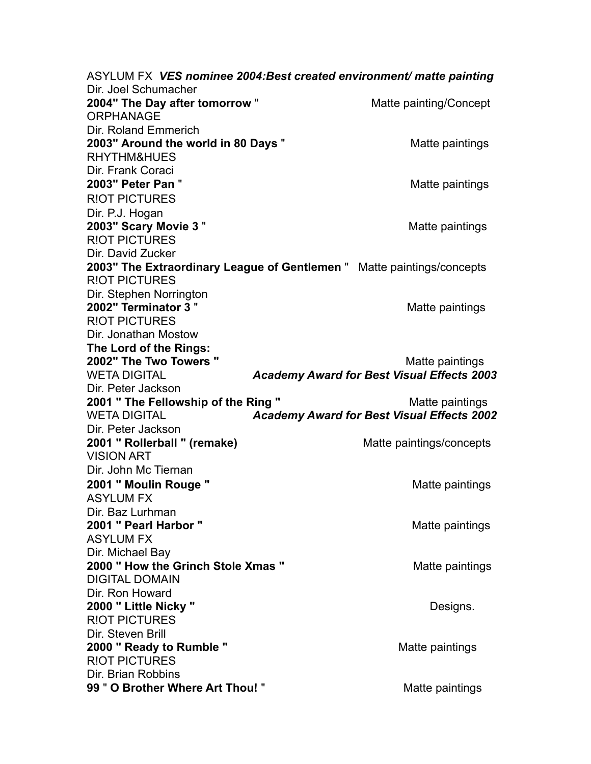ASYLUM FX ***VES nominee 2004:Best created environment/ matte painting***
Dir. Joel Schumacher

**2004" The Day after tomorrow** " Matte painting/Concept
ORPHANAGE
Dir. Roland Emmerich

**2003" Around the world in 80 Days** " Matte paintings
RHYTHM&HUES
Dir. Frank Coraci

**2003" Peter Pan** " Matte paintings
R!OT PICTURES
Dir. P.J. Hogan

**2003" Scary Movie 3** " Matte paintings
R!OT PICTURES
Dir. David Zucker

**2003" The Extraordinary League of Gentlemen** " Matte paintings/concepts
R!OT PICTURES
Dir. Stephen Norrington

**2002" Terminator 3** " Matte paintings
R!OT PICTURES
Dir. Jonathan Mostow

**The Lord of the Rings:**
**2002" The Two Towers "** Matte paintings
WETA DIGITAL ***Academy Award for Best Visual Effects 2003***
Dir. Peter Jackson

**2001 " The Fellowship of the Ring "** Matte paintings
WETA DIGITAL ***Academy Award for Best Visual Effects 2002***
Dir. Peter Jackson

**2001 " Rollerball " (remake)** Matte paintings/concepts
VISION ART
Dir. John Mc Tiernan

**2001 " Moulin Rouge "** Matte paintings
ASYLUM FX
Dir. Baz Lurhman

**2001 " Pearl Harbor "** Matte paintings
ASYLUM FX
Dir. Michael Bay

**2000 " How the Grinch Stole Xmas "** Matte paintings
DIGITAL DOMAIN
Dir. Ron Howard

**2000 " Little Nicky "** Designs.
R!OT PICTURES
Dir. Steven Brill

**2000 " Ready to Rumble "** Matte paintings
R!OT PICTURES
Dir. Brian Robbins

**99** " **O Brother Where Art Thou!** " Matte paintings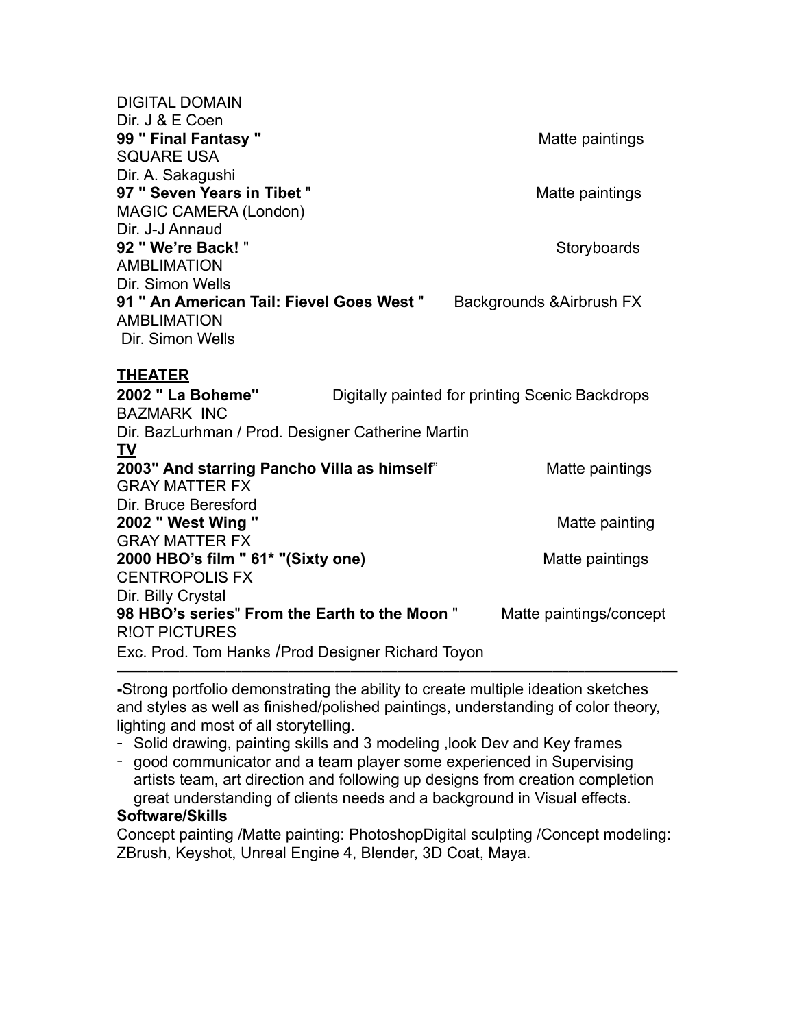DIGITAL DOMAIN
Dir. J & E Coen

**99 " Final Fantasy "** Matte paintings
SQUARE USA
Dir. A. Sakagushi

**97 " Seven Years in Tibet** " Matte paintings
MAGIC CAMERA (London)
Dir. J-J Annaud

**92 " We're Back!** " Storyboards
AMBLIMATION
Dir. Simon Wells

**91 " An American Tail: Fievel Goes West** " Backgrounds &Airbrush FX
AMBLIMATION
Dir. Simon Wells

**<u>THEATER</u>**

**2002 " La Boheme"** Digitally painted for printing Scenic Backdrops
BAZMARK INC
Dir. BazLurhman / Prod. Designer Catherine Martin

**<u>TV</u>**

**2003" And starring Pancho Villa as himself**" Matte paintings
GRAY MATTER FX
Dir. Bruce Beresford

**2002 " West Wing "** Matte painting
GRAY MATTER FX

**2000 HBO's film " 61* "(Sixty one)** Matte paintings
CENTROPOLIS FX
Dir. Billy Crystal

**98 HBO's series" From the Earth to the Moon** " Matte paintings/concept
R!OT PICTURES
Exc. Prod. Tom Hanks /Prod Designer Richard Toyon

---

**-**Strong portfolio demonstrating the ability to create multiple ideation sketches and styles as well as finished/polished paintings, understanding of color theory, lighting and most of all storytelling.

- Solid drawing, painting skills and 3 modeling ,look Dev and Key frames
- good communicator and a team player some experienced in Supervising artists team, art direction and following up designs from creation completion great understanding of clients needs and a background in Visual effects.

**Software/Skills**

Concept painting /Matte painting: PhotoshopDigital sculpting /Concept modeling: ZBrush, Keyshot, Unreal Engine 4, Blender, 3D Coat, Maya.